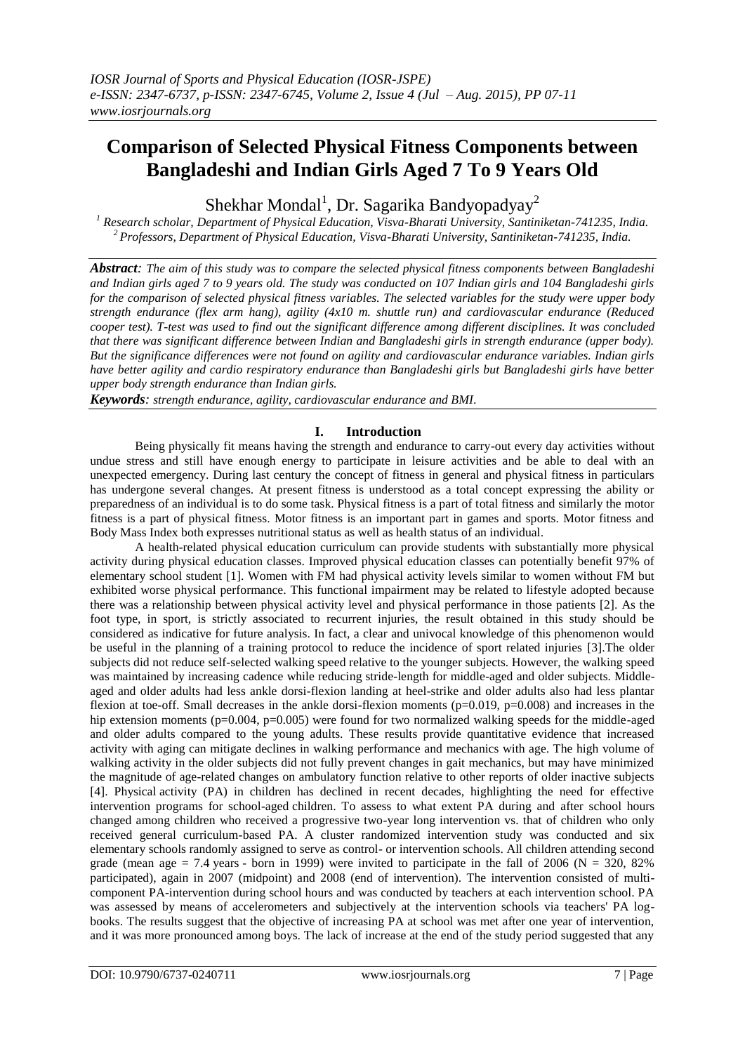# Comparison of Selected Physical Fitness Components between Bangladeshi and Indian Girls Aged 7 To 9 Years Old

Shekhar Mondal[1], Dr. Sagarika Bandyopadyay[2]

[1] *Research scholar, Department of Physical Education, Visva-Bharati University, Santiniketan-741235, India.*
[2] *Professors, Department of Physical Education, Visva-Bharati University, Santiniketan-741235, India.*

***Abstract****: The aim of this study was to compare the selected physical fitness components between Bangladeshi and Indian girls aged 7 to 9 years old. The study was conducted on 107 Indian girls and 104 Bangladeshi girls for the comparison of selected physical fitness variables. The selected variables for the study were upper body strength endurance (flex arm hang), agility (4x10 m. shuttle run) and cardiovascular endurance (Reduced cooper test). T-test was used to find out the significant difference among different disciplines. It was concluded that there was significant difference between Indian and Bangladeshi girls in strength endurance (upper body). But the significance differences were not found on agility and cardiovascular endurance variables. Indian girls have better agility and cardio respiratory endurance than Bangladeshi girls but Bangladeshi have better upper body strength endurance than Indian girls.*

***Keywords****: strength endurance, agility, cardiovascular endurance and BMI.*

## I. Introduction

Being physically fit means having the strength and endurance to carry-out every day activities without undue stress and still have enough energy to participate in leisure activities and be able to deal with an unexpected emergency. During last century the concept of fitness in general and physical fitness in particulars has undergone several changes. At present fitness is understood as a total concept expressing the ability or preparedness of an individual is to do some task. Physical fitness is a part of total fitness and similarly the motor fitness is a part of physical fitness. Motor fitness is an important part in games and sports. Motor fitness and Body Mass Index both expresses nutritional status as well as health status of an individual.

A health-related physical education curriculum can provide students with substantially more physical activity during physical education classes. Improved physical education classes can potentially benefit 97% of elementary school student [1]. Women with FM had physical activity levels similar to women without FM but exhibited worse physical performance. This functional impairment may be related to lifestyle adopted because there was a relationship between physical activity level and physical performance in those patients [2]. As the foot type, in sport, is strictly associated to recurrent injuries, the result obtained in this study should be considered as indicative for future analysis. In fact, a clear and univocal knowledge of this phenomenon would be useful in the planning of a training protocol to reduce the incidence of sport related injuries [3].The older subjects did not reduce self-selected walking speed relative to the younger subjects. However, the walking speed was maintained by increasing cadence while reducing stride-length for middle-aged and older subjects. Middle-aged and older adults had less ankle dorsi-flexion landing at heel-strike and older adults also had less plantar flexion at toe-off. Small decreases in the ankle dorsi-flexion moments ($p=0.019$, $p=0.008$) and increases in the hip extension moments ($p=0.004$, $p=0.005$) were found for two normalized walking speeds for the middle-aged and older adults compared to the young adults. These results provide quantitative evidence that increased activity with aging can mitigate declines in walking performance and mechanics with age. The high volume of walking activity in the older subjects did not fully prevent changes in gait mechanics, but may have minimized the magnitude of age-related changes on ambulatory function relative to other reports of older inactive subjects [4]. Physical activity (PA) in children has declined in recent decades, highlighting the need for effective intervention programs for school-aged children. To assess to what extent PA during and after school hours changed among children who received a progressive two-year long intervention vs. that of children who only received general curriculum-based PA. A cluster randomized intervention study was conducted and six elementary schools randomly assigned to serve as control- or intervention schools. All children attending second grade (mean age = 7.4 years - born in 1999) were invited to participate in the fall of 2006 ($N = 320$, 82% participated), again in 2007 (midpoint) and 2008 (end of intervention). The intervention consisted of multi-component PA-intervention during school hours and was conducted by teachers at each intervention school. PA was assessed by means of accelerometers and subjectively at the intervention schools via teachers' PA log-books. The results suggest that the objective of increasing PA at school was met after one year of intervention, and it was more pronounced among boys. The lack of increase at the end of the study period suggested that any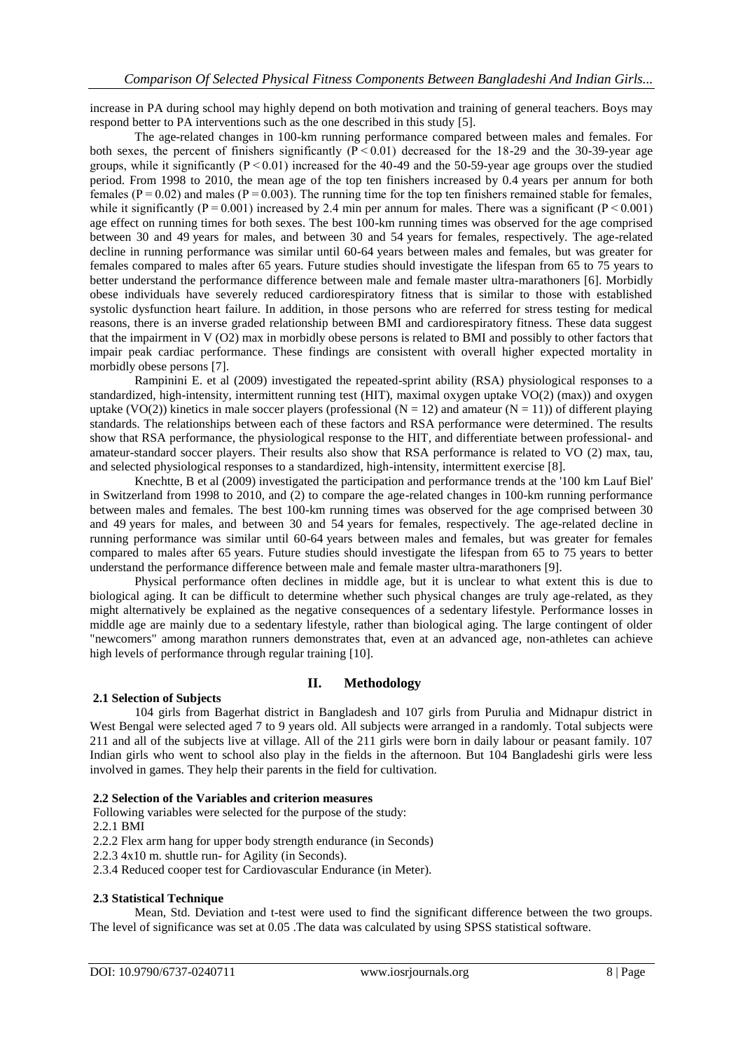increase in PA during school may highly depend on both motivation and training of general teachers. Boys may respond better to PA interventions such as the one described in this study [5].

The age-related changes in 100-km running performance compared between males and females. For both sexes, the percent of finishers significantly ($P < 0.01$) decreased for the 18-29 and the 30-39-year age groups, while it significantly ($P < 0.01$) increased for the 40-49 and the 50-59-year age groups over the studied period. From 1998 to 2010, the mean age of the top ten finishers increased by 0.4 years per annum for both females ($P = 0.02$) and males ($P = 0.003$). The running time for the top ten finishers remained stable for females, while it significantly ($P = 0.001$) increased by 2.4 min per annum for males. There was a significant ($P < 0.001$) age effect on running times for both sexes. The best 100-km running times was observed for the age comprised between 30 and 49 years for males, and between 30 and 54 years for females, respectively. The age-related decline in running performance was similar until 60-64 years between males and females, but was greater for females compared to males after 65 years. Future studies should investigate the lifespan from 65 to 75 years to better understand the performance difference between male and female master ultra-marathoners [6]. Morbidly obese individuals have severely reduced cardiorespiratory fitness that is similar to those with established systolic dysfunction heart failure. In addition, in those persons who are referred for stress testing for medical reasons, there is an inverse graded relationship between BMI and cardiorespiratory fitness. These data suggest that the impairment in V (O2) max in morbidly obese persons is related to BMI and possibly to other factors that impair peak cardiac performance. These findings are consistent with overall higher expected mortality in morbidly obese persons [7].

Rampinini E. et al (2009) investigated the repeated-sprint ability (RSA) physiological responses to a standardized, high-intensity, intermittent running test (HIT), maximal oxygen uptake VO(2) (max)) and oxygen uptake (VO(2)) kinetics in male soccer players (professional ($N = 12$) and amateur ($N = 11$)) of different playing standards. The relationships between each of these factors and RSA performance were determined. The results show that RSA performance, the physiological response to the HIT, and differentiate between professional- and amateur-standard soccer players. Their results also show that RSA performance is related to VO (2) max, tau, and selected physiological responses to a standardized, high-intensity, intermittent exercise [8].

Knechtte, B et al (2009) investigated the participation and performance trends at the '100 km Lauf Biel' in Switzerland from 1998 to 2010, and (2) to compare the age-related changes in 100-km running performance between males and females. The best 100-km running times was observed for the age comprised between 30 and 49 years for males, and between 30 and 54 years for females, respectively. The age-related decline in running performance was similar until 60-64 years between males and females, but was greater for females compared to males after 65 years. Future studies should investigate the lifespan from 65 to 75 years to better understand the performance difference between male and female master ultra-marathoners [9].

Physical performance often declines in middle age, but it is unclear to what extent this is due to biological aging. It can be difficult to determine whether such physical changes are truly age-related, as they might alternatively be explained as the negative consequences of a sedentary lifestyle. Performance losses in middle age are mainly due to a sedentary lifestyle, rather than biological aging. The large contingent of older "newcomers" among marathon runners demonstrates that, even at an advanced age, non-athletes can achieve high levels of performance through regular training [10].

## II. Methodology

### 2.1 Selection of Subjects

104 girls from Bagerhat district in Bangladesh and 107 girls from Purulia and Midnapur district in West Bengal were selected aged 7 to 9 years old. All subjects were arranged in a randomly. Total subjects were 211 and all of the subjects live at village. All of the 211 girls were born in daily labour or peasant family. 107 Indian girls who went to school also play in the fields in the afternoon. But 104 Bangladeshi girls were less involved in games. They help their parents in the field for cultivation.

### 2.2 Selection of the Variables and criterion measures

Following variables were selected for the purpose of the study:

2.2.1 BMI

2.2.2 Flex arm hang for upper body strength endurance (in Seconds)

2.2.3 4x10 m. shuttle run- for Agility (in Seconds).

2.3.4 Reduced cooper test for Cardiovascular Endurance (in Meter).

### 2.3 Statistical Technique

Mean, Std. Deviation and t-test were used to find the significant difference between the two groups. The level of significance was set at 0.05 .The data was calculated by using SPSS statistical software.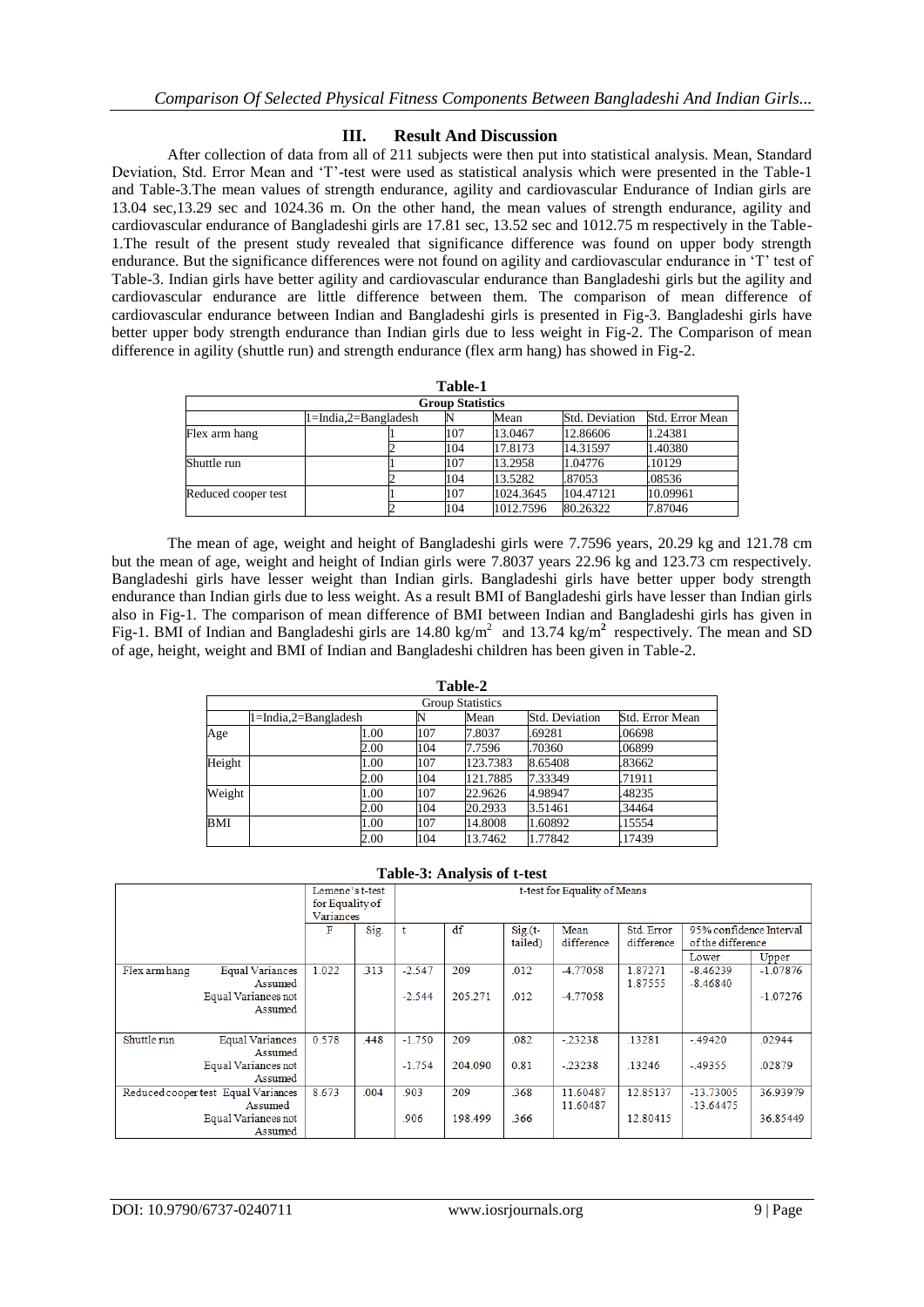## III. Result And Discussion

After collection of data from all of 211 subjects were then put into statistical analysis. Mean, Standard Deviation, Std. Error Mean and 'T'-test were used as statistical analysis which were presented in the Table-1 and Table-3.The mean values of strength endurance, agility and cardiovascular Endurance of Indian girls are 13.04 sec,13.29 sec and 1024.36 m. On the other hand, the mean values of strength endurance, agility and cardiovascular endurance of Bangladeshi girls are 17.81 sec, 13.52 sec and 1012.75 m respectively in the Table-1.The result of the present study revealed that significance difference was found on upper body strength endurance. But the significance differences were not found on agility and cardiovascular endurance in 'T' test of Table-3. Indian girls have better agility and cardiovascular endurance than Bangladeshi girls but the agility and cardiovascular endurance are little difference between them. The comparison of mean difference of cardiovascular endurance between Indian and Bangladeshi girls is presented in Fig-3. Bangladeshi girls have better upper body strength endurance than Indian girls due to less weight in Fig-2. The Comparison of mean difference in agility (shuttle run) and strength endurance (flex arm hang) has showed in Fig-2.

**Table-1**

| Group Statistics | | | | | |
|---|---|---|---|---|---|
| | 1=India,2=Bangladesh | N | Mean | Std. Deviation | Std. Error Mean |
| Flex arm hang | 1 | 107 | 13.0467 | 12.86606 | 1.24381 |
| | 2 | 104 | 17.8173 | 14.31597 | 1.40380 |
| Shuttle run | 1 | 107 | 13.2958 | 1.04776 | .10129 |
| | 2 | 104 | 13.5282 | .87053 | .08536 |
| Reduced cooper test | 1 | 107 | 1024.3645 | 104.47121 | 10.09961 |
| | 2 | 104 | 1012.7596 | 80.26322 | 7.87046 |

The mean of age, weight and height of Bangladeshi girls were 7.7596 years, 20.29 kg and 121.78 cm but the mean of age, weight and height of Indian girls were 7.8037 years 22.96 kg and 123.73 cm respectively. Bangladeshi girls have lesser weight than Indian girls. Bangladeshi girls have better upper body strength endurance than Indian girls due to less weight. As a result BMI of Bangladeshi girls have lesser than Indian girls also in Fig-1. The comparison of mean difference of BMI between Indian and Bangladeshi girls has given in Fig-1. BMI of Indian and Bangladeshi girls are 14.80 kg/m$^2$ and 13.74 kg/m$^2$ respectively. The mean and SD of age, height, weight and BMI of Indian and Bangladeshi children has been given in Table-2.

**Table-2**

| Group Statistics | | | | | |
|---|---|---|---|---|---|
| | 1=India,2=Bangladesh | N | Mean | Std. Deviation | Std. Error Mean |
| Age | 1.00 | 107 | 7.8037 | .69281 | .06698 |
| | 2.00 | 104 | 7.7596 | .70360 | .06899 |
| Height | 1.00 | 107 | 123.7383 | 8.65408 | .83662 |
| | 2.00 | 104 | 121.7885 | 7.33349 | .71911 |
| Weight | 1.00 | 107 | 22.9626 | 4.98947 | .48235 |
| | 2.00 | 104 | 20.2933 | 3.51461 | .34464 |
| BMI | 1.00 | 107 | 14.8008 | 1.60892 | .15554 |
| | 2.00 | 104 | 13.7462 | 1.77842 | .17439 |

**Table-3: Analysis of t-test**

| | | Lemene's t-test for Equality of Variances | | t-test for Equality of Means | | | | | | |
|---|---|---|---|---|---|---|---|---|---|---|
| | | F | Sig. | t | df | Sig.(t-tailed) | Mean difference | Std. Error difference | 95% confidence Interval of the difference | |
| | | | | | | | | | Lower | Upper |
| Flex arm hang | Equal Variances Assumed | 1.022 | .313 | -2.547 | 209 | .012 | -4.77058 | 1.87271 | -8.46239 | -1.07876 |
| | Equal Variances not Assumed | | | -2.544 | 205.271 | .012 | -4.77058 | 1.87555 | -8.46840 | -1.07276 |
| Shuttle run | Equal Variances Assumed | 0.578 | .448 | -1.750 | 209 | .082 | -.23238 | .13281 | -.49420 | .02944 |
| | Equal Variances not Assumed | | | -1.754 | 204.090 | 0.81 | -.23238 | .13246 | -.49355 | .02879 |
| Reduced cooper test | Equal Variances Assumed | 8.673 | .004 | .903 | 209 | .368 | 11.60487 | 12.85137 | -13.73005 | 36.93979 |
| | Equal Variances not Assumed | | | .906 | 198.499 | .366 | 11.60487 | 12.80415 | -13.64475 | 36.85449 |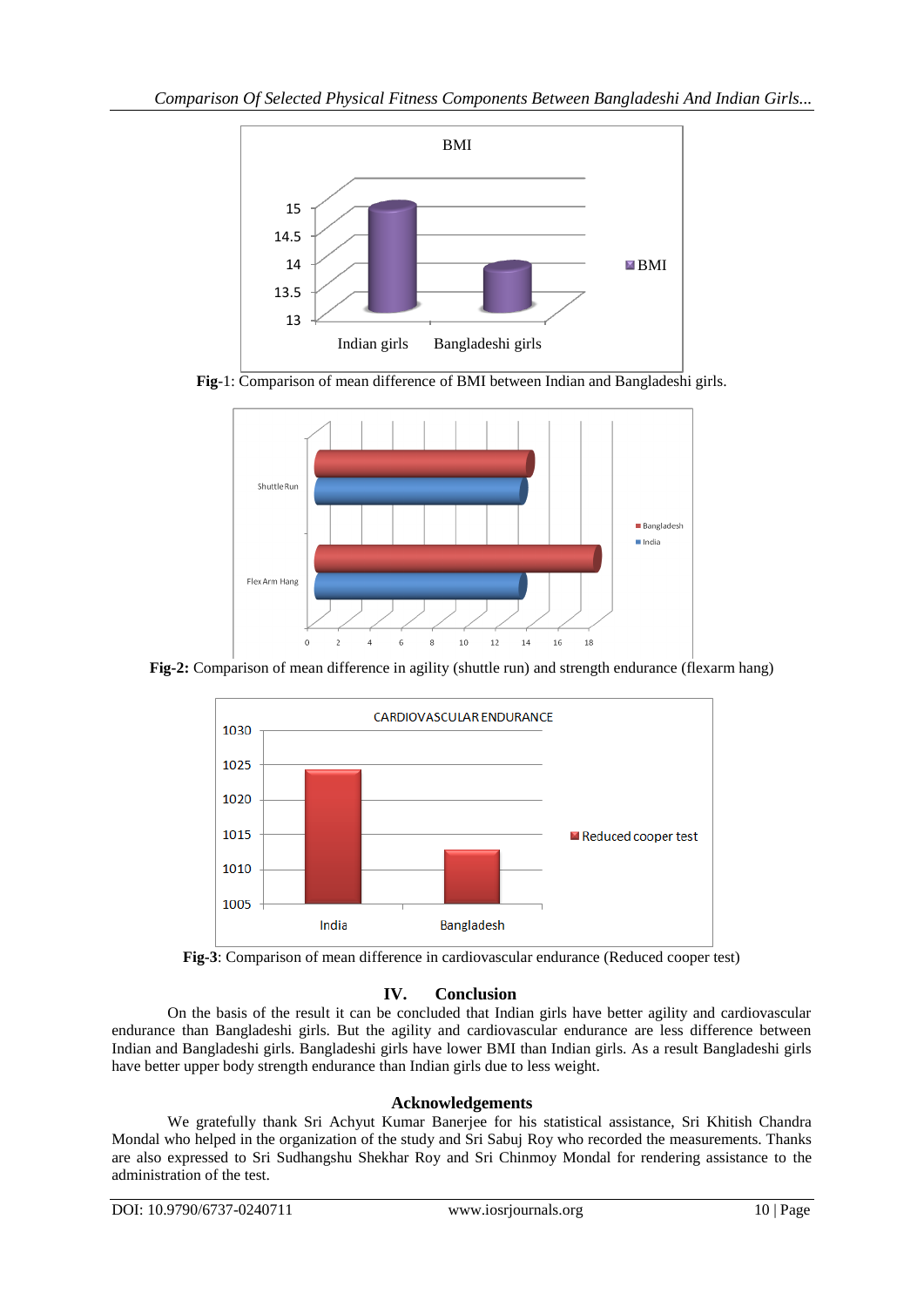**Fig**-1: Comparison of mean difference of BMI between Indian and Bangladeshi girls.

**Fig-2:** Comparison of mean difference in agility (shuttle run) and strength endurance (flexarm hang)

**Fig-3**: Comparison of mean difference in cardiovascular endurance (Reduced cooper test)

## IV. Conclusion

On the basis of the result it can be concluded that Indian girls have better agility and cardiovascular endurance than Bangladeshi girls. But the agility and cardiovascular endurance are less difference between Indian and Bangladeshi girls. Bangladeshi girls have lower BMI than Indian girls. As a result Bangladeshi girls have better upper body strength endurance than Indian girls due to less weight.

## Acknowledgements

We gratefully thank Sri Achyut Kumar Banerjee for his statistical assistance, Sri Khitish Chandra Mondal who helped in the organization of the study and Sri Sabuj Roy who recorded the measurements. Thanks are also expressed to Sri Sudhangshu Shekhar Roy and Sri Chinmoy Mondal for rendering assistance to the administration of the test.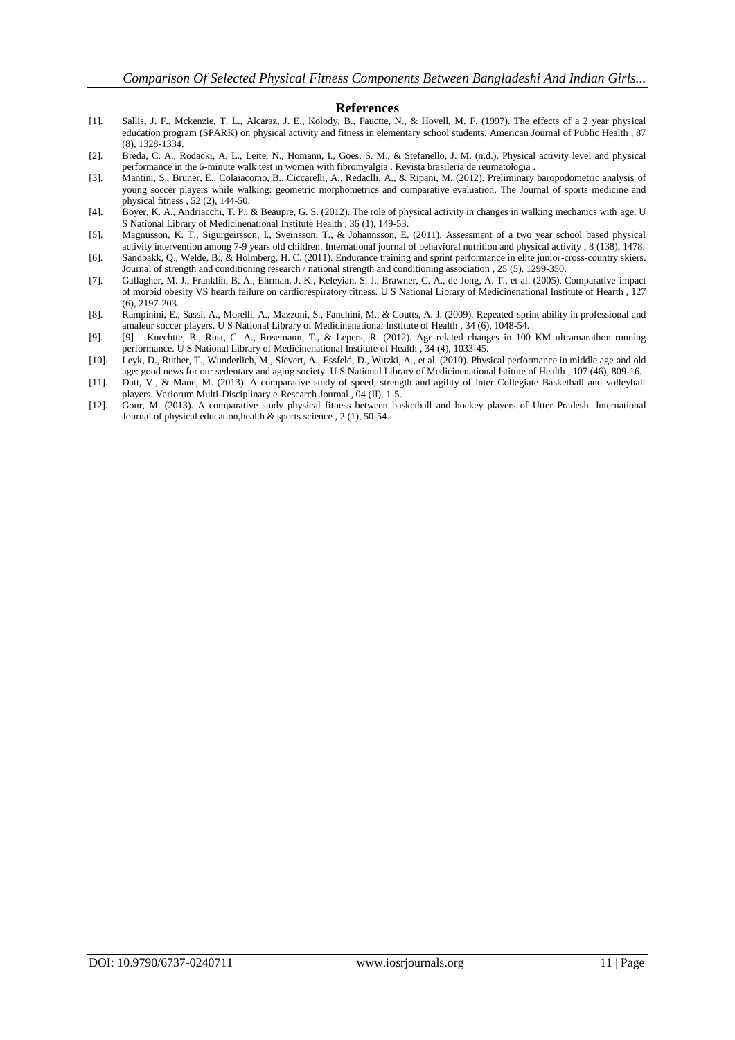## References

[1]. Sallis, J. F., Mckenzie, T. L., Alcaraz, J. E., Kolody, B., Fauctte, N., & Hovell, M. F. (1997). The effects of a 2 year physical education program (SPARK) on physical activity and fitness in elementary school students. American Journal of Public Health , 87 (8), 1328-1334.

[2]. Breda, C. A., Rodacki, A. L., Leite, N., Homann, I., Goes, S. M., & Stefanello, J. M. (n.d.). Physical activity level and physical performance in the 6-minute walk test in women with fibromyalgia . Revista brasileria de reumatologia .

[3]. Mantini, S., Bruner, E., Colaiacomo, B., Ciccarelli, A., Redaclli, A., & Ripani, M. (2012). Preliminary baropodometric analysis of young soccer players while walking: geometric morphometrics and comparative evaluation. The Journal of sports medicine and physical fitness , 52 (2), 144-50.

[4]. Boyer, K. A., Andriacchi, T. P., & Beaupre, G. S. (2012). The role of physical activity in changes in walking mechanics with age. U S National Library of Medicinenational Institute Health , 36 (1), 149-53.

[5]. Magnusson, K. T., Sigurgeirsson, I., Sveinsson, T., & Johannsson, E. (2011). Assessment of a two year school based physical activity intervention among 7-9 years old children. International journal of behavioral nutrition and physical activity , 8 (138), 1478.

[6]. Sandbakk, Q., Welde, B., & Holmberg, H. C. (2011). Endurance training and sprint performance in elite junior-cross-country skiers. Journal of strength and conditioning research / national strength and conditioning association , 25 (5), 1299-350.

[7]. Gallagher, M. J., Franklin, B. A., Ehrman, J. K., Keleyian, S. J., Brawner, C. A., de Jong, A. T., et al. (2005). Comparative impact of morbid obesity VS hearth failure on cardiorespiratory fitness. U S National Library of Medicinenational Institute of Hearth , 127 (6), 2197-203.

[8]. Rampinini, E., Sassi, A., Morelli, A., Mazzoni, S., Fanchini, M., & Coutts, A. J. (2009). Repeated-sprint ability in professional and amaleur soccer players. U S National Library of Medicinenational Institute of Health , 34 (6), 1048-54.

[9]. [9] Knechtte, B., Rust, C. A., Rosemann, T., & Lepers, R. (2012). Age-related changes in 100 KM ultramarathon running performance. U S National Library of Medicinenational Institute of Health , 34 (4), 1033-45.

[10]. Leyk, D., Ruther, T., Wunderlich, M., Sievert, A., Essfeld, D., Witzki, A., et al. (2010). Physical performance in middle age and old age: good news for our sedentary and aging society. U S National Library of Medicinenational Istitute of Health , 107 (46), 809-16.

[11]. Datt, V., & Mane, M. (2013). A comparative study of speed, strength and agility of Inter Collegiate Basketball and volleyball players. Variorum Multi-Disciplinary e-Research Journal , 04 (II), 1-5.

[12]. Gour, M. (2013). A comparative study physical fitness between basketball and hockey players of Utter Pradesh. International Journal of physical education,health & sports science , 2 (1), 50-54.